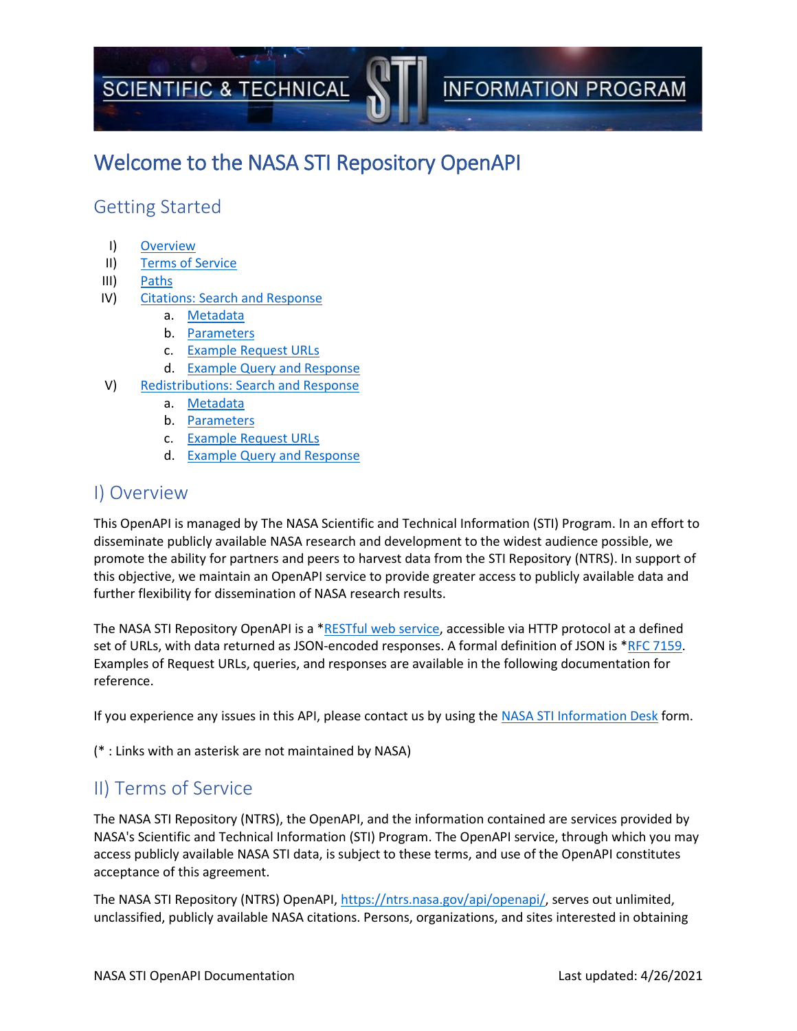# Welcome to the NASA STI Repository OpenAPI

## Getting Started

I) Overview
II) Terms of Service
III) Paths
IV) Citations: Search and Response
   a. Metadata
   b. Parameters
   c. Example Request URLs
   d. Example Query and Response
V) Redistributions: Search and Response
   a. Metadata
   b. Parameters
   c. Example Request URLs
   d. Example Query and Response

## I) Overview

This OpenAPI is managed by The NASA Scientific and Technical Information (STI) Program. In an effort to disseminate publicly available NASA research and development to the widest audience possible, we promote the ability for partners and peers to harvest data from the STI Repository (NTRS). In support of this objective, we maintain an OpenAPI service to provide greater access to publicly available data and further flexibility for dissemination of NASA research results.

The NASA STI Repository OpenAPI is a *RESTful web service, accessible via HTTP protocol at a defined set of URLs, with data returned as JSON-encoded responses. A formal definition of JSON is *RFC 7159. Examples of Request URLs, queries, and responses are available in the following documentation for reference.

If you experience any issues in this API, please contact us by using the NASA STI Information Desk form.

(* : Links with an asterisk are not maintained by NASA)

## II) Terms of Service

The NASA STI Repository (NTRS), the OpenAPI, and the information contained are services provided by NASA's Scientific and Technical Information (STI) Program. The OpenAPI service, through which you may access publicly available NASA STI data, is subject to these terms, and use of the OpenAPI constitutes acceptance of this agreement.

The NASA STI Repository (NTRS) OpenAPI, https://ntrs.nasa.gov/api/openapi/, serves out unlimited, unclassified, publicly available NASA citations. Persons, organizations, and sites interested in obtaining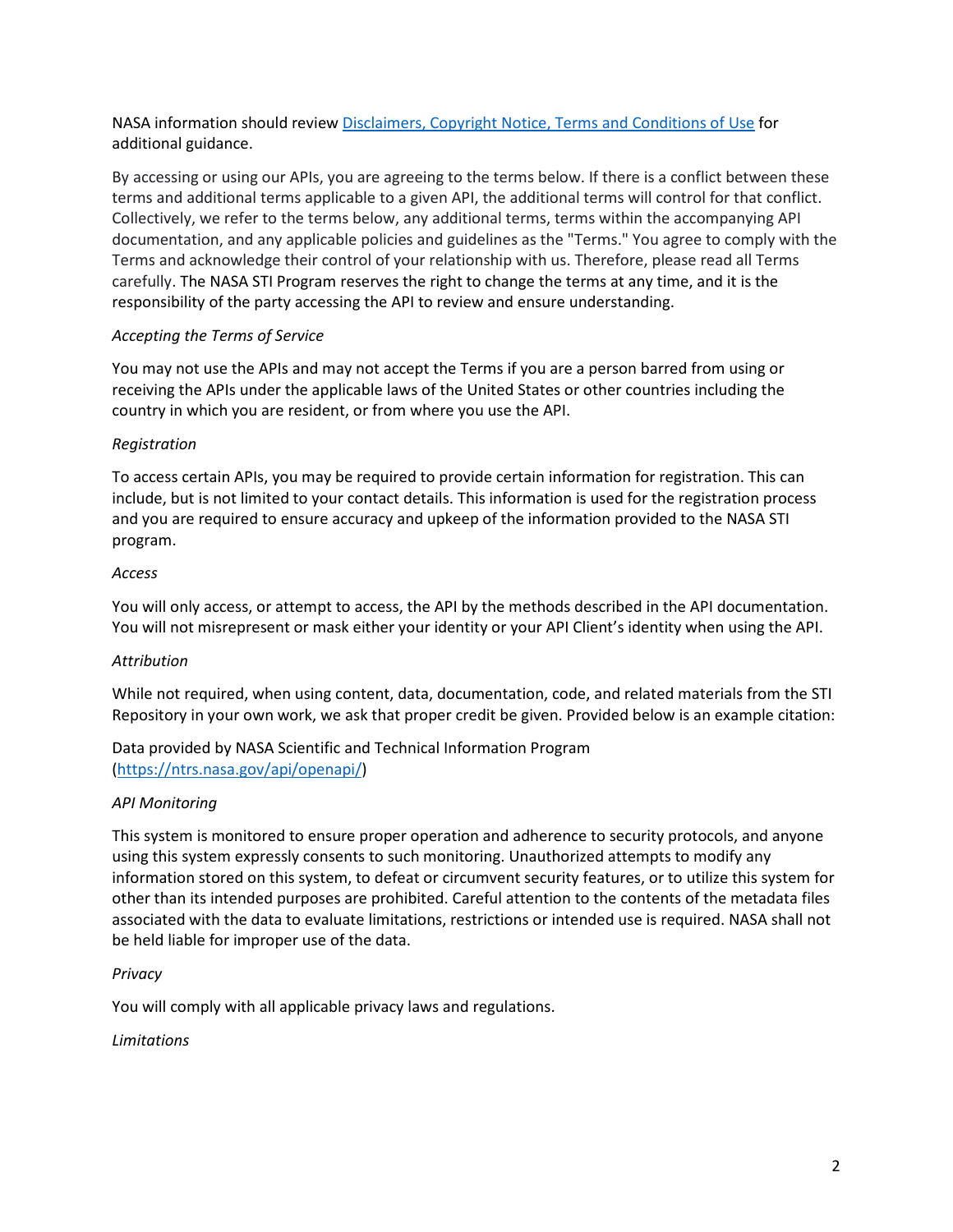NASA information should review [Disclaimers, Copyright Notice, Terms and Conditions of Use] for additional guidance.

By accessing or using our APIs, you are agreeing to the terms below. If there is a conflict between these terms and additional terms applicable to a given API, the additional terms will control for that conflict. Collectively, we refer to the terms below, any additional terms, terms within the accompanying API documentation, and any applicable policies and guidelines as the "Terms." You agree to comply with the Terms and acknowledge their control of your relationship with us. Therefore, please read all Terms carefully. The NASA STI Program reserves the right to change the terms at any time, and it is the responsibility of the party accessing the API to review and ensure understanding.

*Accepting the Terms of Service*

You may not use the APIs and may not accept the Terms if you are a person barred from using or receiving the APIs under the applicable laws of the United States or other countries including the country in which you are resident, or from where you use the API.

*Registration*

To access certain APIs, you may be required to provide certain information for registration. This can include, but is not limited to your contact details. This information is used for the registration process and you are required to ensure accuracy and upkeep of the information provided to the NASA STI program.

*Access*

You will only access, or attempt to access, the API by the methods described in the API documentation. You will not misrepresent or mask either your identity or your API Client's identity when using the API.

*Attribution*

While not required, when using content, data, documentation, code, and related materials from the STI Repository in your own work, we ask that proper credit be given. Provided below is an example citation:

Data provided by NASA Scientific and Technical Information Program (https://ntrs.nasa.gov/api/openapi/)

*API Monitoring*

This system is monitored to ensure proper operation and adherence to security protocols, and anyone using this system expressly consents to such monitoring. Unauthorized attempts to modify any information stored on this system, to defeat or circumvent security features, or to utilize this system for other than its intended purposes are prohibited. Careful attention to the contents of the metadata files associated with the data to evaluate limitations, restrictions or intended use is required. NASA shall not be held liable for improper use of the data.

*Privacy*

You will comply with all applicable privacy laws and regulations.

*Limitations*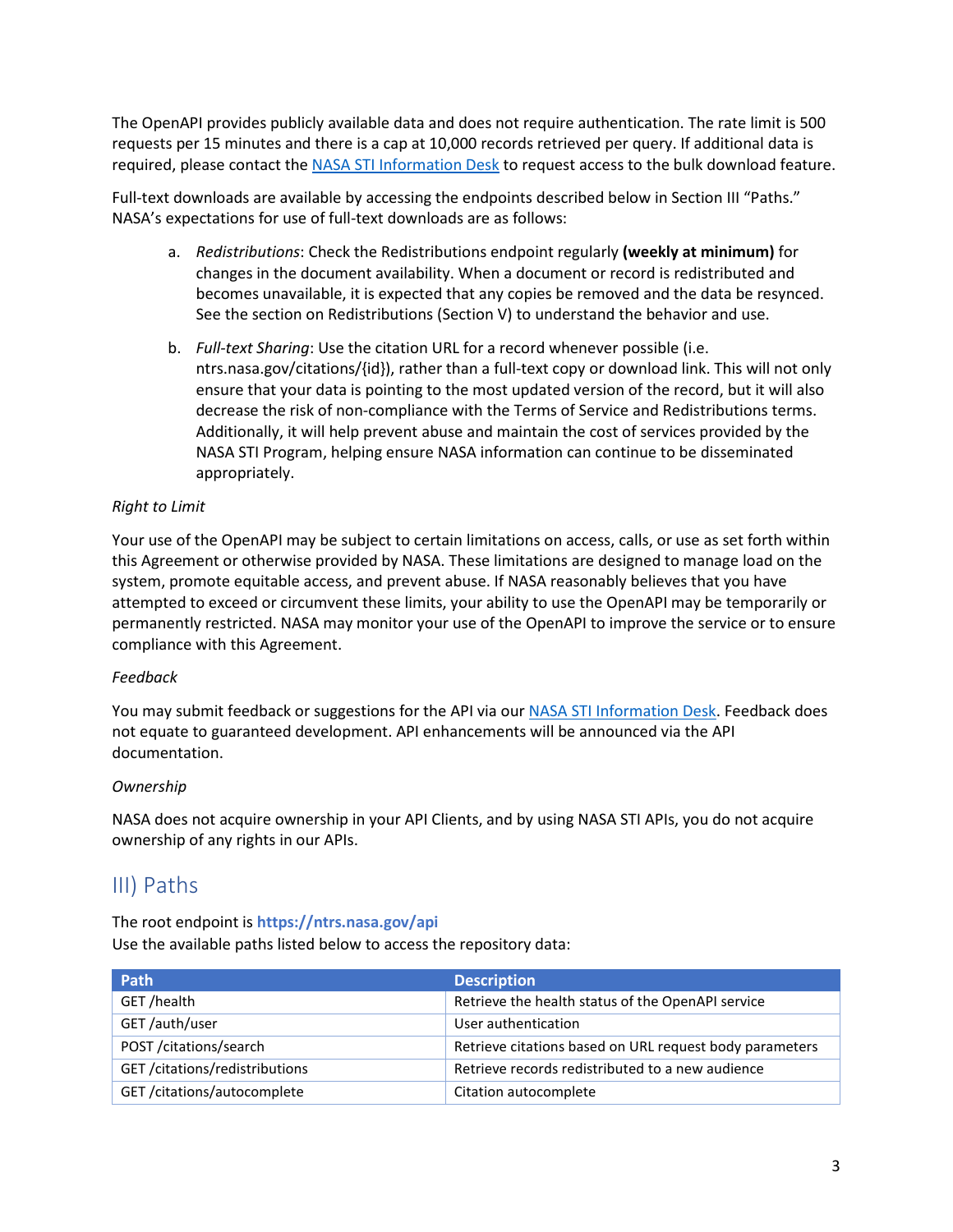The OpenAPI provides publicly available data and does not require authentication. The rate limit is 500 requests per 15 minutes and there is a cap at 10,000 records retrieved per query. If additional data is required, please contact the [NASA STI Information Desk](NASA STI Information Desk) to request access to the bulk download feature.

Full-text downloads are available by accessing the endpoints described below in Section III "Paths." NASA's expectations for use of full-text downloads are as follows:

a. *Redistributions*: Check the Redistributions endpoint regularly **(weekly at minimum)** for changes in the document availability. When a document or record is redistributed and becomes unavailable, it is expected that any copies be removed and the data be resynced. See the section on Redistributions (Section V) to understand the behavior and use.

b. *Full-text Sharing*: Use the citation URL for a record whenever possible (i.e. ntrs.nasa.gov/citations/{id}), rather than a full-text copy or download link. This will not only ensure that your data is pointing to the most updated version of the record, but it will also decrease the risk of non-compliance with the Terms of Service and Redistributions terms. Additionally, it will help prevent abuse and maintain the cost of services provided by the NASA STI Program, helping ensure NASA information can continue to be disseminated appropriately.

*Right to Limit*

Your use of the OpenAPI may be subject to certain limitations on access, calls, or use as set forth within this Agreement or otherwise provided by NASA. These limitations are designed to manage load on the system, promote equitable access, and prevent abuse. If NASA reasonably believes that you have attempted to exceed or circumvent these limits, your ability to use the OpenAPI may be temporarily or permanently restricted. NASA may monitor your use of the OpenAPI to improve the service or to ensure compliance with this Agreement.

*Feedback*

You may submit feedback or suggestions for the API via our NASA STI Information Desk. Feedback does not equate to guaranteed development. API enhancements will be announced via the API documentation.

*Ownership*

NASA does not acquire ownership in your API Clients, and by using NASA STI APIs, you do not acquire ownership of any rights in our APIs.

## III) Paths

The root endpoint is **https://ntrs.nasa.gov/api**
Use the available paths listed below to access the repository data:

| Path | Description |
|---|---|
| GET /health | Retrieve the health status of the OpenAPI service |
| GET /auth/user | User authentication |
| POST /citations/search | Retrieve citations based on URL request body parameters |
| GET /citations/redistributions | Retrieve records redistributed to a new audience |
| GET /citations/autocomplete | Citation autocomplete |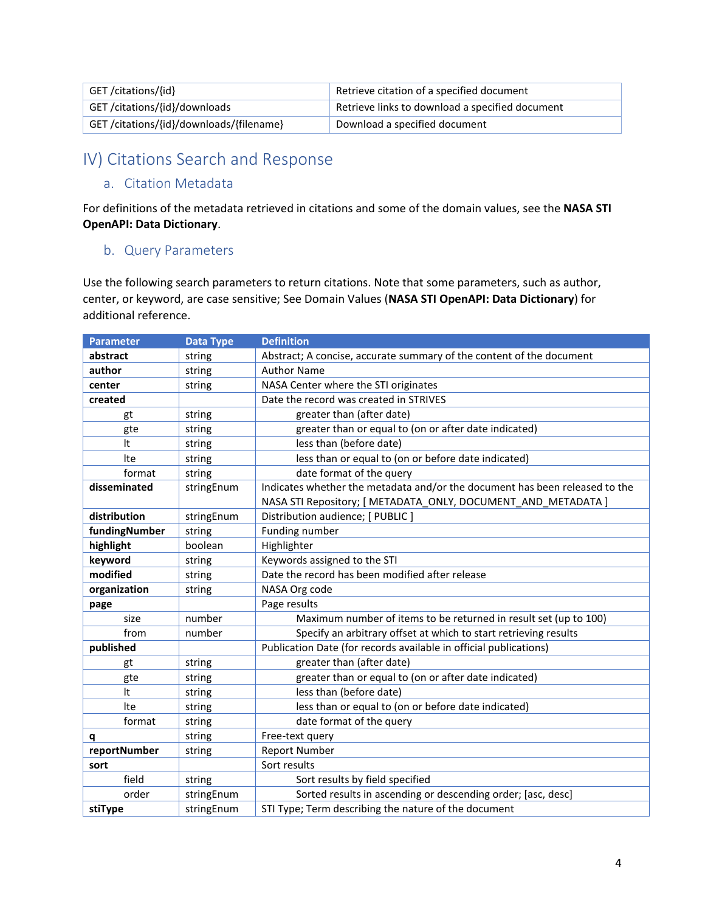| | |
|---|---|
| GET /citations/{id} | Retrieve citation of a specified document |
| GET /citations/{id}/downloads | Retrieve links to download a specified document |
| GET /citations/{id}/downloads/{filename} | Download a specified document |

## IV) Citations Search and Response

### a. Citation Metadata

For definitions of the metadata retrieved in citations and some of the domain values, see the **NASA STI OpenAPI: Data Dictionary**.

### b. Query Parameters

Use the following search parameters to return citations. Note that some parameters, such as author, center, or keyword, are case sensitive; See Domain Values (**NASA STI OpenAPI: Data Dictionary**) for additional reference.

| Parameter | Data Type | Definition |
|---|---|---|
| **abstract** | string | Abstract; A concise, accurate summary of the content of the document |
| **author** | string | Author Name |
| **center** | string | NASA Center where the STI originates |
| **created** | | Date the record was created in STRIVES |
| gt | string | greater than (after date) |
| gte | string | greater than or equal to (on or after date indicated) |
| lt | string | less than (before date) |
| lte | string | less than or equal to (on or before date indicated) |
| format | string | date format of the query |
| **disseminated** | stringEnum | Indicates whether the metadata and/or the document has been released to the NASA STI Repository; [ METADATA_ONLY, DOCUMENT_AND_METADATA ] |
| **distribution** | stringEnum | Distribution audience; [ PUBLIC ] |
| **fundingNumber** | string | Funding number |
| **highlight** | boolean | Highlighter |
| **keyword** | string | Keywords assigned to the STI |
| **modified** | string | Date the record has been modified after release |
| **organization** | string | NASA Org code |
| **page** | | Page results |
| size | number | Maximum number of items to be returned in result set (up to 100) |
| from | number | Specify an arbitrary offset at which to start retrieving results |
| **published** | | Publication Date (for records available in official publications) |
| gt | string | greater than (after date) |
| gte | string | greater than or equal to (on or after date indicated) |
| lt | string | less than (before date) |
| lte | string | less than or equal to (on or before date indicated) |
| format | string | date format of the query |
| **q** | string | Free-text query |
| **reportNumber** | string | Report Number |
| **sort** | | Sort results |
| field | string | Sort results by field specified |
| order | stringEnum | Sorted results in ascending or descending order; [asc, desc] |
| **stiType** | stringEnum | STI Type; Term describing the nature of the document |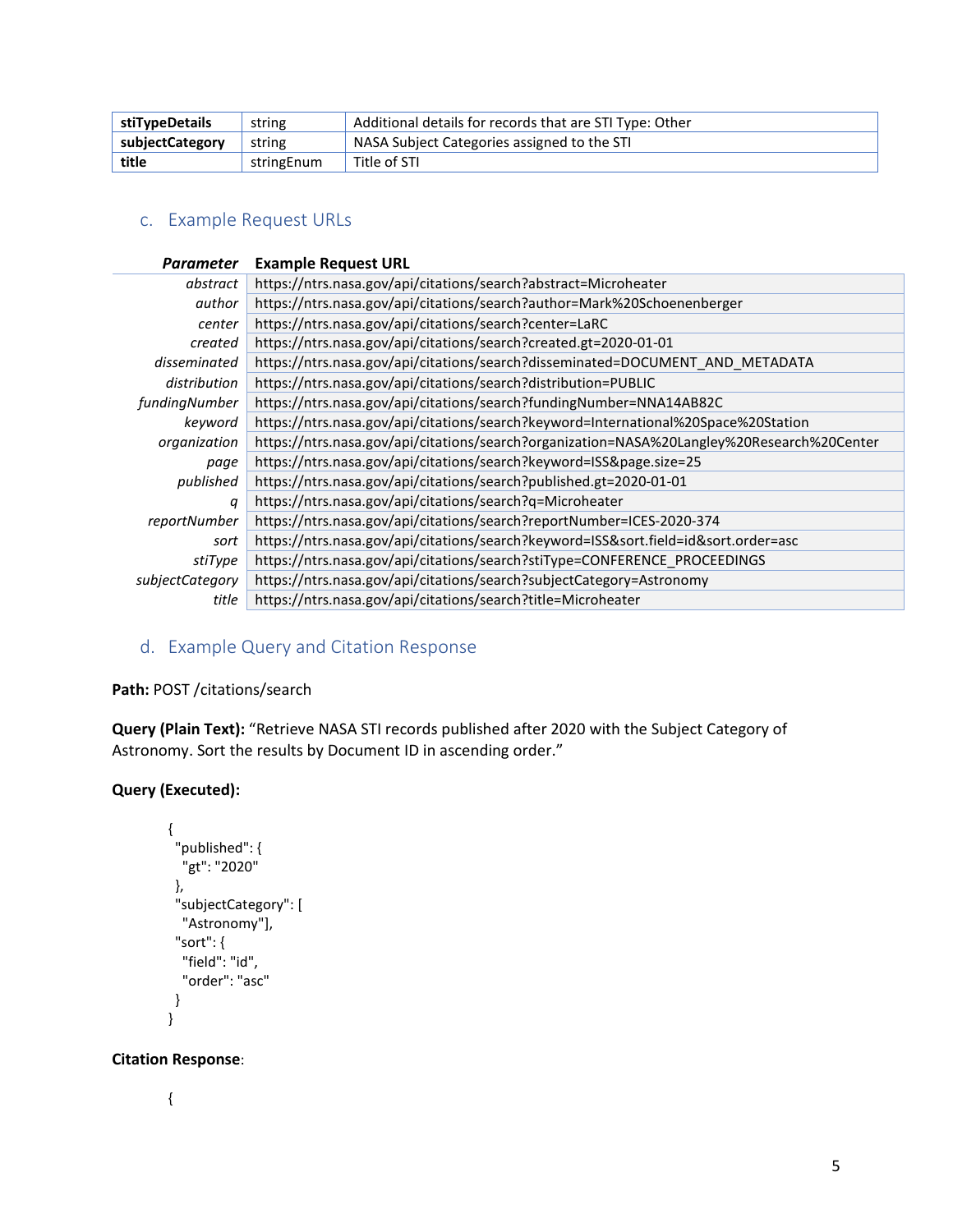| | | |
|---|---|---|
| **stiTypeDetails** | string | Additional details for records that are STI Type: Other |
| **subjectCategory** | string | NASA Subject Categories assigned to the STI |
| **title** | stringEnum | Title of STI |

## c. Example Request URLs

| ***Parameter*** | **Example Request URL** |
|---|---|
| *abstract* | https://ntrs.nasa.gov/api/citations/search?abstract=Microheater |
| *author* | https://ntrs.nasa.gov/api/citations/search?author=Mark%20Schoenenberger |
| *center* | https://ntrs.nasa.gov/api/citations/search?center=LaRC |
| *created* | https://ntrs.nasa.gov/api/citations/search?created.gt=2020-01-01 |
| *disseminated* | https://ntrs.nasa.gov/api/citations/search?disseminated=DOCUMENT_AND_METADATA |
| *distribution* | https://ntrs.nasa.gov/api/citations/search?distribution=PUBLIC |
| *fundingNumber* | https://ntrs.nasa.gov/api/citations/search?fundingNumber=NNA14AB82C |
| *keyword* | https://ntrs.nasa.gov/api/citations/search?keyword=International%20Space%20Station |
| *organization* | https://ntrs.nasa.gov/api/citations/search?organization=NASA%20Langley%20Research%20Center |
| *page* | https://ntrs.nasa.gov/api/citations/search?keyword=ISS&page.size=25 |
| *published* | https://ntrs.nasa.gov/api/citations/search?published.gt=2020-01-01 |
| *q* | https://ntrs.nasa.gov/api/citations/search?q=Microheater |
| *reportNumber* | https://ntrs.nasa.gov/api/citations/search?reportNumber=ICES-2020-374 |
| *sort* | https://ntrs.nasa.gov/api/citations/search?keyword=ISS&sort.field=id&sort.order=asc |
| *stiType* | https://ntrs.nasa.gov/api/citations/search?stiType=CONFERENCE_PROCEEDINGS |
| *subjectCategory* | https://ntrs.nasa.gov/api/citations/search?subjectCategory=Astronomy |
| *title* | https://ntrs.nasa.gov/api/citations/search?title=Microheater |

## d. Example Query and Citation Response

**Path:** POST /citations/search

**Query (Plain Text):** "Retrieve NASA STI records published after 2020 with the Subject Category of Astronomy. Sort the results by Document ID in ascending order."

**Query (Executed):**

```
{
 "published": {
  "gt": "2020"
 },
 "subjectCategory": [
  "Astronomy"],
 "sort": {
  "field": "id",
  "order": "asc"
 }
}
```

**Citation Response**:

```
{
```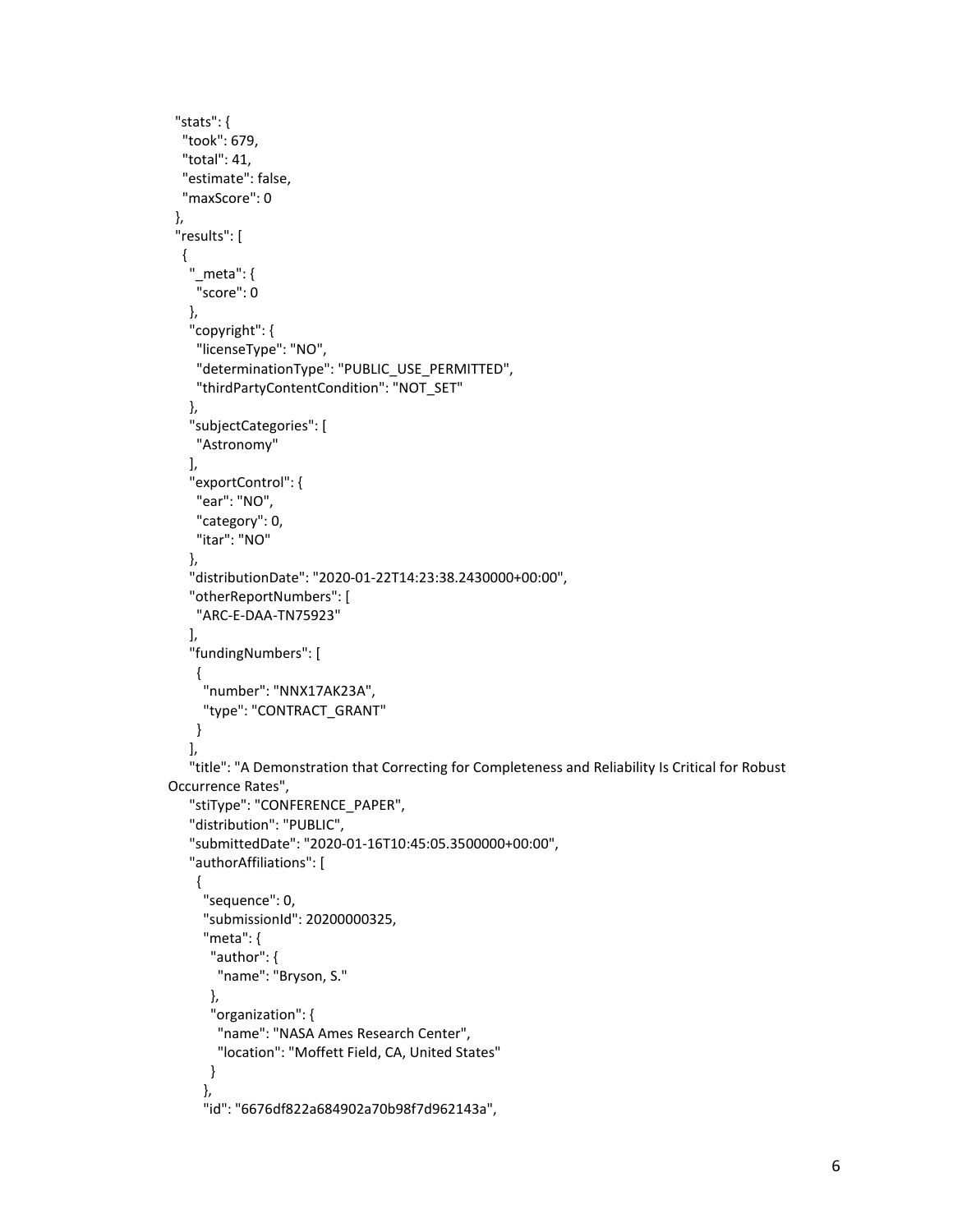```
"stats": {
  "took": 679,
  "total": 41,
  "estimate": false,
  "maxScore": 0
},
"results": [
  {
    "_meta": {
      "score": 0
    },
    "copyright": {
      "licenseType": "NO",
      "determinationType": "PUBLIC_USE_PERMITTED",
      "thirdPartyContentCondition": "NOT_SET"
    },
    "subjectCategories": [
      "Astronomy"
    ],
    "exportControl": {
      "ear": "NO",
      "category": 0,
      "itar": "NO"
    },
    "distributionDate": "2020-01-22T14:23:38.2430000+00:00",
    "otherReportNumbers": [
      "ARC-E-DAA-TN75923"
    ],
    "fundingNumbers": [
      {
        "number": "NNX17AK23A",
        "type": "CONTRACT_GRANT"
      }
    ],
    "title": "A Demonstration that Correcting for Completeness and Reliability Is Critical for Robust Occurrence Rates",
    "stiType": "CONFERENCE_PAPER",
    "distribution": "PUBLIC",
    "submittedDate": "2020-01-16T10:45:05.3500000+00:00",
    "authorAffiliations": [
      {
        "sequence": 0,
        "submissionId": 20200000325,
        "meta": {
          "author": {
            "name": "Bryson, S."
          },
          "organization": {
            "name": "NASA Ames Research Center",
            "location": "Moffett Field, CA, United States"
          }
        },
        "id": "6676df822a684902a70b98f7d962143a",
```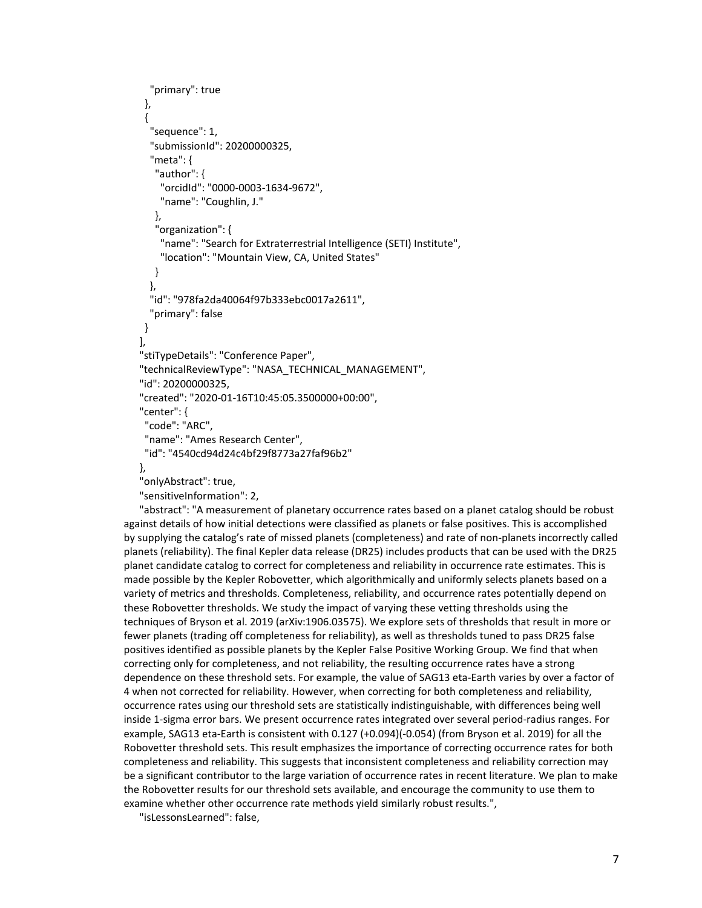```
      "primary": true
    },
    {
      "sequence": 1,
      "submissionId": 20200000325,
      "meta": {
        "author": {
          "orcidId": "0000-0003-1634-9672",
          "name": "Coughlin, J."
        },
        "organization": {
          "name": "Search for Extraterrestrial Intelligence (SETI) Institute",
          "location": "Mountain View, CA, United States"
        }
      },
      "id": "978fa2da40064f97b333ebc0017a2611",
      "primary": false
    }
  ],
  "stiTypeDetails": "Conference Paper",
  "technicalReviewType": "NASA_TECHNICAL_MANAGEMENT",
  "id": 20200000325,
  "created": "2020-01-16T10:45:05.3500000+00:00",
  "center": {
    "code": "ARC",
    "name": "Ames Research Center",
    "id": "4540cd94d24c4bf29f8773a27faf96b2"
  },
  "onlyAbstract": true,
  "sensitiveInformation": 2,
  "abstract": "A measurement of planetary occurrence rates based on a planet catalog should be robust against details of how initial detections were classified as planets or false positives. This is accomplished by supplying the catalog's rate of missed planets (completeness) and rate of non-planets incorrectly called planets (reliability). The final Kepler data release (DR25) includes products that can be used with the DR25 planet candidate catalog to correct for completeness and reliability in occurrence rate estimates. This is made possible by the Kepler Robovetter, which algorithmically and uniformly selects planets based on a variety of metrics and thresholds. Completeness, reliability, and occurrence rates potentially depend on these Robovetter thresholds. We study the impact of varying these vetting thresholds using the techniques of Bryson et al. 2019 (arXiv:1906.03575). We explore sets of thresholds that result in more or fewer planets (trading off completeness for reliability), as well as thresholds tuned to pass DR25 false positives identified as possible planets by the Kepler False Positive Working Group. We find that when correcting only for completeness, and not reliability, the resulting occurrence rates have a strong dependence on these threshold sets. For example, the value of SAG13 eta-Earth varies by over a factor of 4 when not corrected for reliability. However, when correcting for both completeness and reliability, occurrence rates using our threshold sets are statistically indistinguishable, with differences being well inside 1-sigma error bars. We present occurrence rates integrated over several period-radius ranges. For example, SAG13 eta-Earth is consistent with 0.127 (+0.094)(-0.054) (from Bryson et al. 2019) for all the Robovetter threshold sets. This result emphasizes the importance of correcting occurrence rates for both completeness and reliability. This suggests that inconsistent completeness and reliability correction may be a significant contributor to the large variation of occurrence rates in recent literature. We plan to make the Robovetter results for our threshold sets available, and encourage the community to use them to examine whether other occurrence rate methods yield similarly robust results.",
  "isLessonsLearned": false,
```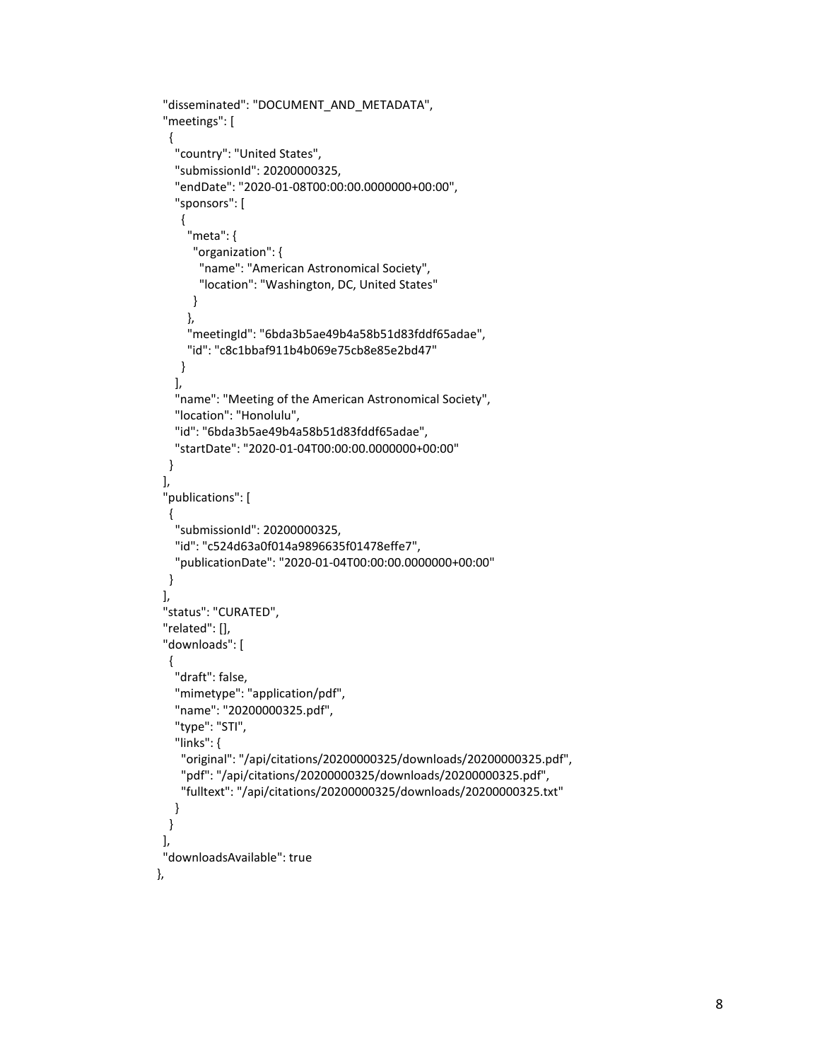```
  "disseminated": "DOCUMENT_AND_METADATA",
  "meetings": [
   {
    "country": "United States",
    "submissionId": 20200000325,
    "endDate": "2020-01-08T00:00:00.0000000+00:00",
    "sponsors": [
     {
      "meta": {
       "organization": {
        "name": "American Astronomical Society",
        "location": "Washington, DC, United States"
       }
      },
      "meetingId": "6bda3b5ae49b4a58b51d83fddf65adae",
      "id": "c8c1bbaf911b4b069e75cb8e85e2bd47"
     }
    ],
    "name": "Meeting of the American Astronomical Society",
    "location": "Honolulu",
    "id": "6bda3b5ae49b4a58b51d83fddf65adae",
    "startDate": "2020-01-04T00:00:00.0000000+00:00"
   }
  ],
  "publications": [
   {
    "submissionId": 20200000325,
    "id": "c524d63a0f014a9896635f01478effe7",
    "publicationDate": "2020-01-04T00:00:00.0000000+00:00"
   }
  ],
  "status": "CURATED",
  "related": [],
  "downloads": [
   {
    "draft": false,
    "mimetype": "application/pdf",
    "name": "20200000325.pdf",
    "type": "STI",
    "links": {
     "original": "/api/citations/20200000325/downloads/20200000325.pdf",
     "pdf": "/api/citations/20200000325/downloads/20200000325.pdf",
     "fulltext": "/api/citations/20200000325/downloads/20200000325.txt"
    }
   }
  ],
  "downloadsAvailable": true
 },
```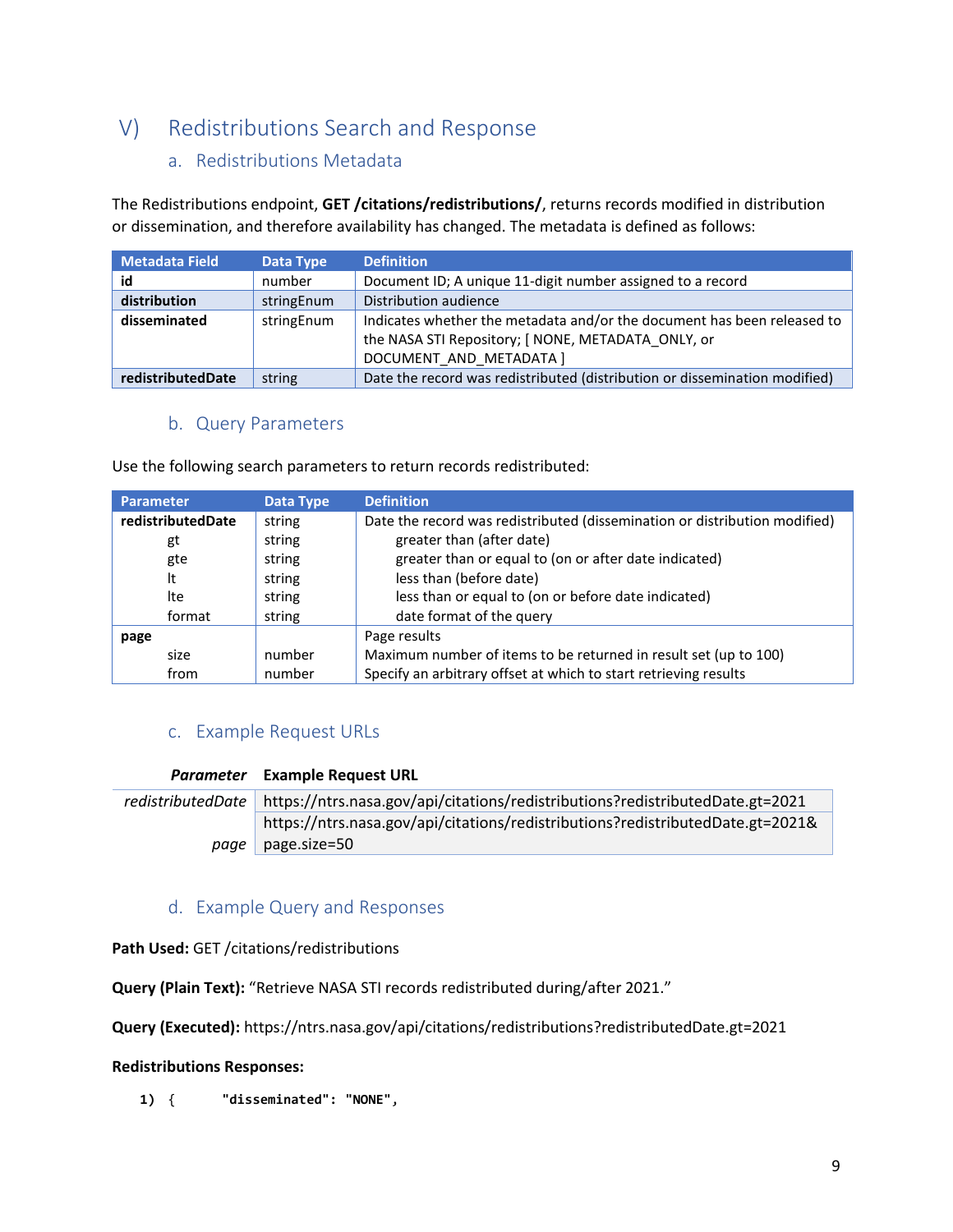# V) Redistributions Search and Response

## a. Redistributions Metadata

The Redistributions endpoint, **GET /citations/redistributions/**, returns records modified in distribution or dissemination, and therefore availability has changed. The metadata is defined as follows:

| Metadata Field | Data Type | Definition |
|---|---|---|
| **id** | number | Document ID; A unique 11-digit number assigned to a record |
| **distribution** | stringEnum | Distribution audience |
| **disseminated** | stringEnum | Indicates whether the metadata and/or the document has been released to the NASA STI Repository; [ NONE, METADATA_ONLY, or DOCUMENT_AND_METADATA ] |
| **redistributedDate** | string | Date the record was redistributed (distribution or dissemination modified) |

## b. Query Parameters

Use the following search parameters to return records redistributed:

| Parameter | Data Type | Definition |
|---|---|---|
| **redistributedDate** | string | Date the record was redistributed (dissemination or distribution modified) |
| gt | string | greater than (after date) |
| gte | string | greater than or equal to (on or after date indicated) |
| lt | string | less than (before date) |
| lte | string | less than or equal to (on or before date indicated) |
| format | string | date format of the query |
| **page** | | Page results |
| size | number | Maximum number of items to be returned in result set (up to 100) |
| from | number | Specify an arbitrary offset at which to start retrieving results |

## c. Example Request URLs

| *Parameter* | **Example Request URL** |
|---|---|
| *redistributedDate* | https://ntrs.nasa.gov/api/citations/redistributions?redistributedDate.gt=2021 |
| *page* | https://ntrs.nasa.gov/api/citations/redistributions?redistributedDate.gt=2021&page.size=50 |

## d. Example Query and Responses

**Path Used:** GET /citations/redistributions

**Query (Plain Text):** "Retrieve NASA STI records redistributed during/after 2021."

**Query (Executed):** https://ntrs.nasa.gov/api/citations/redistributions?redistributedDate.gt=2021

**Redistributions Responses:**

```
1) {      "disseminated": "NONE",
```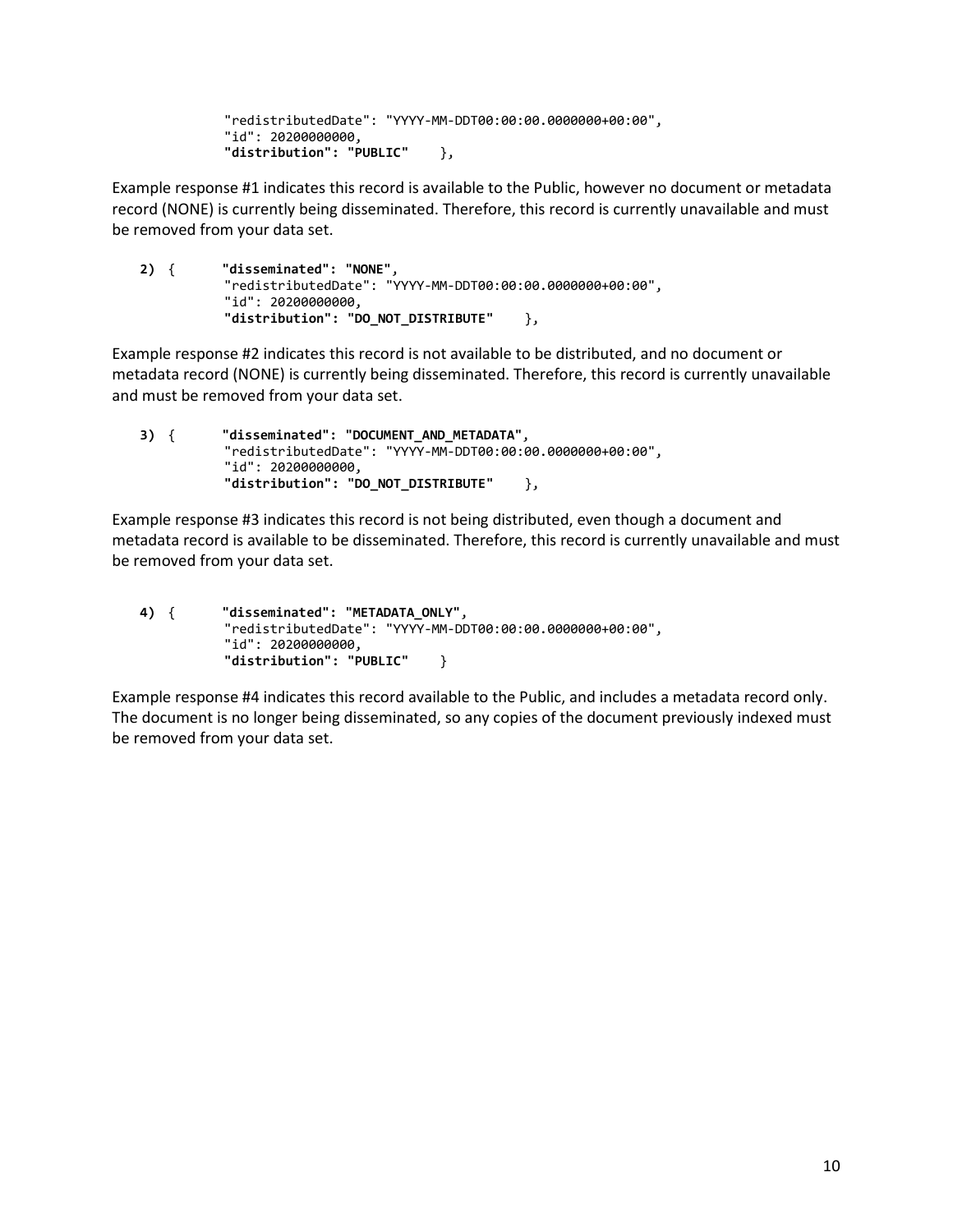```
            "redistributedDate": "YYYY-MM-DDT00:00:00.0000000+00:00",
            "id": 20200000000,
            "distribution": "PUBLIC"    },
```

Example response #1 indicates this record is available to the Public, however no document or metadata record (NONE) is currently being disseminated. Therefore, this record is currently unavailable and must be removed from your data set.

```
2) {        "disseminated": "NONE",
            "redistributedDate": "YYYY-MM-DDT00:00:00.0000000+00:00",
            "id": 20200000000,
            "distribution": "DO_NOT_DISTRIBUTE"    },
```

Example response #2 indicates this record is not available to be distributed, and no document or metadata record (NONE) is currently being disseminated. Therefore, this record is currently unavailable and must be removed from your data set.

```
3) {        "disseminated": "DOCUMENT_AND_METADATA",
            "redistributedDate": "YYYY-MM-DDT00:00:00.0000000+00:00",
            "id": 20200000000,
            "distribution": "DO_NOT_DISTRIBUTE"    },
```

Example response #3 indicates this record is not being distributed, even though a document and metadata record is available to be disseminated. Therefore, this record is currently unavailable and must be removed from your data set.

```
4) {        "disseminated": "METADATA_ONLY",
            "redistributedDate": "YYYY-MM-DDT00:00:00.0000000+00:00",
            "id": 20200000000,
            "distribution": "PUBLIC"    }
```

Example response #4 indicates this record available to the Public, and includes a metadata record only. The document is no longer being disseminated, so any copies of the document previously indexed must be removed from your data set.